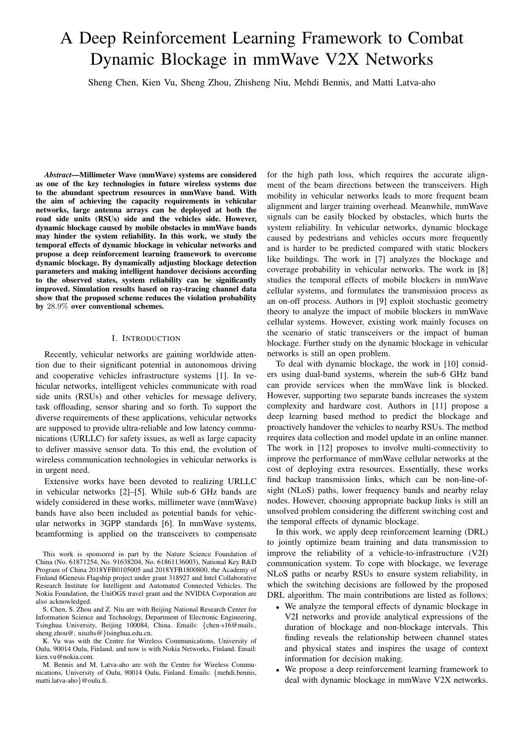# A Deep Reinforcement Learning Framework to Combat Dynamic Blockage in mmWave V2X Networks

Sheng Chen, Kien Vu, Sheng Zhou, Zhisheng Niu, Mehdi Bennis, and Matti Latva-aho

***Abstract*—Millimeter Wave (mmWave) systems are considered as one of the key technologies in future wireless systems due to the abundant spectrum resources in mmWave band. With the aim of achieving the capacity requirements in vehicular networks, large antenna arrays can be deployed at both the road side units (RSUs) side and the vehicles side. However, dynamic blockage caused by mobile obstacles in mmWave bands may hinder the system reliability. In this work, we study the temporal effects of dynamic blockage in vehicular networks and propose a deep reinforcement learning framework to overcome dynamic blockage. By dynamically adjusting blockage detection parameters and making intelligent handover decisions according to the observed states, system reliability can be significantly improved. Simulation results based on ray-tracing channel data show that the proposed scheme reduces the violation probability by $28.9\%$ over conventional schemes.**

## I. Introduction

Recently, vehicular networks are gaining worldwide attention due to their significant potential in autonomous driving and cooperative vehicles infrastructure systems [1]. In vehicular networks, intelligent vehicles communicate with road side units (RSUs) and other vehicles for message delivery, task offloading, sensor sharing and so forth. To support the diverse requirements of these applications, vehicular networks are supposed to provide ultra-reliable and low latency communications (URLLC) for safety issues, as well as large capacity to deliver massive sensor data. To this end, the evolution of wireless communication technologies in vehicular networks is in urgent need.

Extensive works have been devoted to realizing URLLC in vehicular networks [2]–[5]. While sub-6 GHz bands are widely considered in these works, millimeter wave (mmWave) bands have also been included as potential bands for vehicular networks in 3GPP standards [6]. In mmWave systems, beamforming is applied on the transceivers to compensate for the high path loss, which requires the accurate alignment of the beam directions between the transceivers. High mobility in vehicular networks leads to more frequent beam alignment and larger training overhead. Meanwhile, mmWave signals can be easily blocked by obstacles, which hurts the system reliability. In vehicular networks, dynamic blockage caused by pedestrians and vehicles occurs more frequently and is harder to be predicted compared with static blockers like buildings. The work in [7] analyzes the blockage and coverage probability in vehicular networks. The work in [8] studies the temporal effects of mobile blockers in mmWave cellular systems, and formulates the transmission process as an on-off process. Authors in [9] exploit stochastic geometry theory to analyze the impact of mobile blockers in mmWave cellular systems. However, existing work mainly focuses on the scenario of static transceivers or the impact of human blockage. Further study on the dynamic blockage in vehicular networks is still an open problem.

To deal with dynamic blockage, the work in [10] considers using dual-band systems, wherein the sub-6 GHz band can provide services when the mmWave link is blocked. However, supporting two separate bands increases the system complexity and hardware cost. Authors in [11] propose a deep learning based method to predict the blockage and proactively handover the vehicles to nearby RSUs. The method requires data collection and model update in an online manner. The work in [12] proposes to involve multi-connectivity to improve the performance of mmWave cellular networks at the cost of deploying extra resources. Essentially, these works find backup transmission links, which can be non-line-of-sight (NLoS) paths, lower frequency bands and nearby relay nodes. However, choosing appropriate backup links is still an unsolved problem considering the different switching cost and the temporal effects of dynamic blockage.

In this work, we apply deep reinforcement learning (DRL) to jointly optimize beam training and data transmission to improve the reliability of a vehicle-to-infrastructure (V2I) communication system. To cope with blockage, we leverage NLoS paths or nearby RSUs to ensure system reliability, in which the switching decisions are followed by the proposed DRL algorithm. The main contributions are listed as follows:

- We analyze the temporal effects of dynamic blockage in V2I networks and provide analytical expressions of the duration of blockage and non-blockage intervals. This finding reveals the relationship between channel states and physical states and inspires the usage of context information for decision making.
- We propose a deep reinforcement learning framework to deal with dynamic blockage in mmWave V2X networks.

This work is sponsored in part by the Nature Science Foundation of China (No. 61871254, No. 91638204, No. 61861136003), National Key R&D Program of China 2018YFB0105005 and 2018YFB1800800, the Academy of Finland 6Genesis Flagship project under grant 318927 and Intel Collaborative Research Institute for Intelligent and Automated Connected Vehicles. The Nokia Foundation, the UniOGS travel grant and the NVIDIA Corporation are also acknowledged.

S. Chen, S. Zhou and Z. Niu are with Beijing National Research Center for Information Science and Technology, Department of Electronic Engineering, Tsinghua University, Beijing 100084, China. Emails: {chen-s16@mails., sheng.zhou@, niuzhs@}tsinghua.edu.cn.

K. Vu was with the Centre for Wireless Communications, University of Oulu, 90014 Oulu, Finland, and now is with Nokia Networks, Finland. Email: kien.vu@nokia.com.

M. Bennis and M. Latva-aho are with the Centre for Wireless Communications, University of Oulu, 90014 Oulu, Finland. Emails: {mehdi.bennis, matti.latva-aho}@oulu.fi.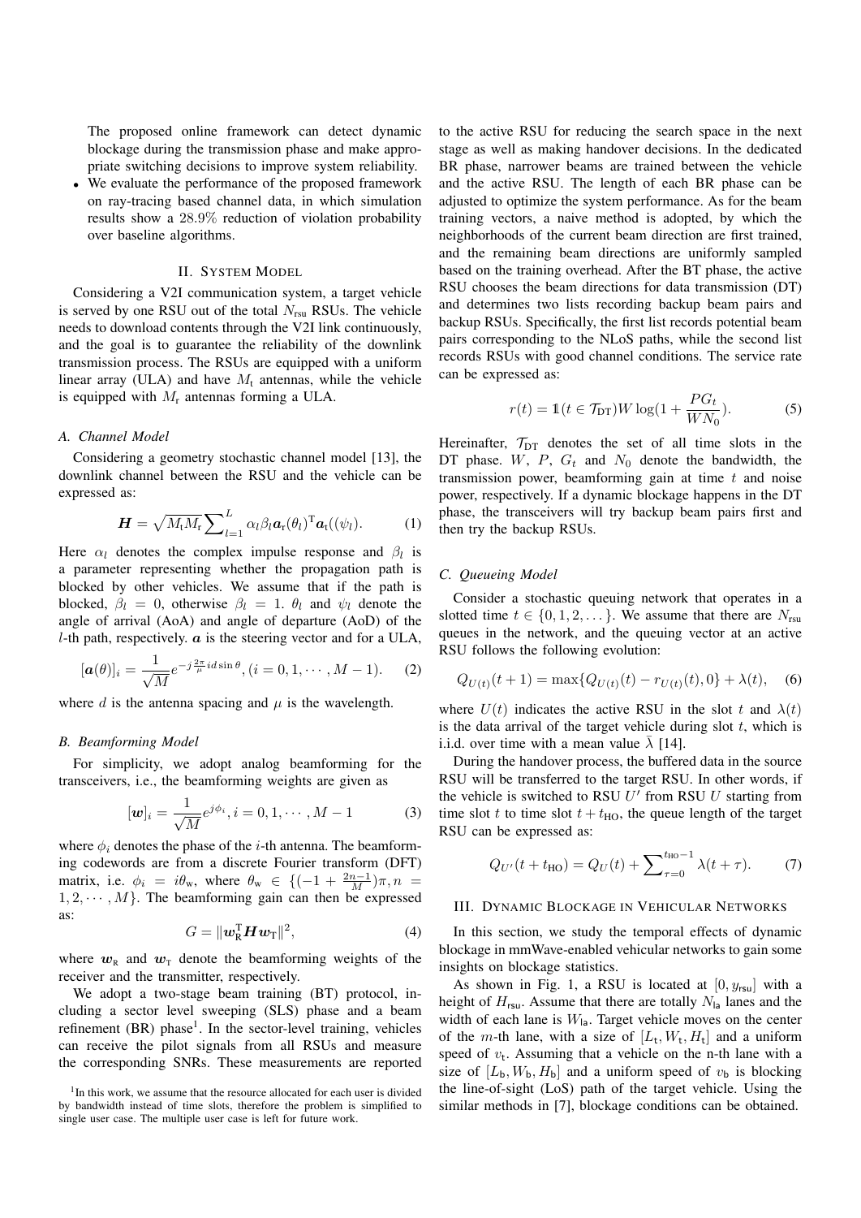The proposed online framework can detect dynamic blockage during the transmission phase and make appropriate switching decisions to improve system reliability.

- We evaluate the performance of the proposed framework on ray-tracing based channel data, in which simulation results show a $28.9\%$ reduction of violation probability over baseline algorithms.

## II. System Model

Considering a V2I communication system, a target vehicle is served by one RSU out of the total $N_{\text{rsu}}$ RSUs. The vehicle needs to download contents through the V2I link continuously, and the goal is to guarantee the reliability of the downlink transmission process. The RSUs are equipped with a uniform linear array (ULA) and have $M_{\text{t}}$ antennas, while the vehicle is equipped with $M_{\text{r}}$ antennas forming a ULA.

### A. Channel Model

Considering a geometry stochastic channel model [13], the downlink channel between the RSU and the vehicle can be expressed as:

$$\boldsymbol{H} = \sqrt{M_{\text{t}} M_{\text{r}}} \sum_{l=1}^{L} \alpha_l \beta_l \boldsymbol{a}_{\text{r}}(\theta_l)^{\text{T}} \boldsymbol{a}_{\text{t}}((\psi_l). \tag{1}$$

Here $\alpha_l$ denotes the complex impulse response and $\beta_l$ is a parameter representing whether the propagation path is blocked by other vehicles. We assume that if the path is blocked, $\beta_l = 0$, otherwise $\beta_l = 1$. $\theta_l$ and $\psi_l$ denote the angle of arrival (AoA) and angle of departure (AoD) of the $l$-th path, respectively. $\boldsymbol{a}$ is the steering vector and for a ULA,

$$[\boldsymbol{a}(\theta)]_i = \frac{1}{\sqrt{M}} e^{-j\frac{2\pi}{\mu} id \sin\theta}, (i = 0, 1, \cdots, M-1). \tag{2}$$

where $d$ is the antenna spacing and $\mu$ is the wavelength.

### B. Beamforming Model

For simplicity, we adopt analog beamforming for the transceivers, i.e., the beamforming weights are given as

$$[\boldsymbol{w}]_i = \frac{1}{\sqrt{M}} e^{j\phi_i}, i = 0, 1, \cdots, M-1 \tag{3}$$

where $\phi_i$ denotes the phase of the $i$-th antenna. The beamforming codewords are from a discrete Fourier transform (DFT) matrix, i.e. $\phi_i = i\theta_{\text{w}}$, where $\theta_{\text{w}} \in \{(-1 + \frac{2n-1}{M})\pi, n = 1, 2, \cdots, M\}$. The beamforming gain can then be expressed as:

$$G = \|\boldsymbol{w}_{\text{R}}^{\text{T}} \boldsymbol{H} \boldsymbol{w}_{\text{T}}\|^2, \tag{4}$$

where $\boldsymbol{w}_{\text{R}}$ and $\boldsymbol{w}_{\text{T}}$ denote the beamforming weights of the receiver and the transmitter, respectively.

We adopt a two-stage beam training (BT) protocol, including a sector level sweeping (SLS) phase and a beam refinement (BR) phase[1]. In the sector-level training, vehicles can receive the pilot signals from all RSUs and measure the corresponding SNRs. These measurements are reported to the active RSU for reducing the search space in the next stage as well as making handover decisions. In the dedicated BR phase, narrower beams are trained between the vehicle and the active RSU. The length of each BR phase can be adjusted to optimize the system performance. As for the beam training vectors, a naive method is adopted, by which the neighborhoods of the current beam direction are first trained, and the remaining beam directions are uniformly sampled based on the training overhead. After the BT phase, the active RSU chooses the beam directions for data transmission (DT) and determines two lists recording backup beam pairs and backup RSUs. Specifically, the first list records potential beam pairs corresponding to the NLoS paths, while the second list records RSUs with good channel conditions. The service rate can be expressed as:

$$r(t) = \mathbb{1}(t \in \mathcal{T}_{\text{DT}}) W \log(1 + \frac{P G_t}{W N_0}). \tag{5}$$

Hereinafter, $\mathcal{T}_{\text{DT}}$ denotes the set of all time slots in the DT phase. $W$, $P$, $G_t$ and $N_0$ denote the bandwidth, the transmission power, beamforming gain at time $t$ and noise power, respectively. If a dynamic blockage happens in the DT phase, the transceivers will try backup beam pairs first and then try the backup RSUs.

### C. Queueing Model

Consider a stochastic queuing network that operates in a slotted time $t \in \{0, 1, 2, \dots\}$. We assume that there are $N_{\text{rsu}}$ queues in the network, and the queuing vector at an active RSU follows the following evolution:

$$Q_{U(t)}(t+1) = \max\{Q_{U(t)}(t) - r_{U(t)}(t), 0\} + \lambda(t), \tag{6}$$

where $U(t)$ indicates the active RSU in the slot $t$ and $\lambda(t)$ is the data arrival of the target vehicle during slot $t$, which is i.i.d. over time with a mean value $\bar{\lambda}$ [14].

During the handover process, the buffered data in the source RSU will be transferred to the target RSU. In other words, if the vehicle is switched to RSU $U'$ from RSU $U$ starting from time slot $t$ to time slot $t + t_{\text{HO}}$, the queue length of the target RSU can be expressed as:

$$Q_{U'}(t + t_{\text{HO}}) = Q_U(t) + \sum_{\tau=0}^{t_{\text{HO}}-1} \lambda(t + \tau). \tag{7}$$

## III. Dynamic Blockage in Vehicular Networks

In this section, we study the temporal effects of dynamic blockage in mmWave-enabled vehicular networks to gain some insights on blockage statistics.

As shown in Fig. 1, a RSU is located at $[0, y_{\mathsf{rsu}}]$ with a height of $H_{\mathsf{rsu}}$. Assume that there are totally $N_{\mathsf{la}}$ lanes and the width of each lane is $W_{\mathsf{la}}$. Target vehicle moves on the center of the $m$-th lane, with a size of $[L_{\text{t}}, W_{\text{t}}, H_{\text{t}}]$ and a uniform speed of $v_{\text{t}}$. Assuming that a vehicle on the n-th lane with a size of $[L_{\text{b}}, W_{\text{b}}, H_{\text{b}}]$ and a uniform speed of $v_{\text{b}}$ is blocking the line-of-sight (LoS) path of the target vehicle. Using the similar methods in [7], blockage conditions can be obtained.

[1] In this work, we assume that the resource allocated for each user is divided by bandwidth instead of time slots, therefore the problem is simplified to single user case. The multiple user case is left for future work.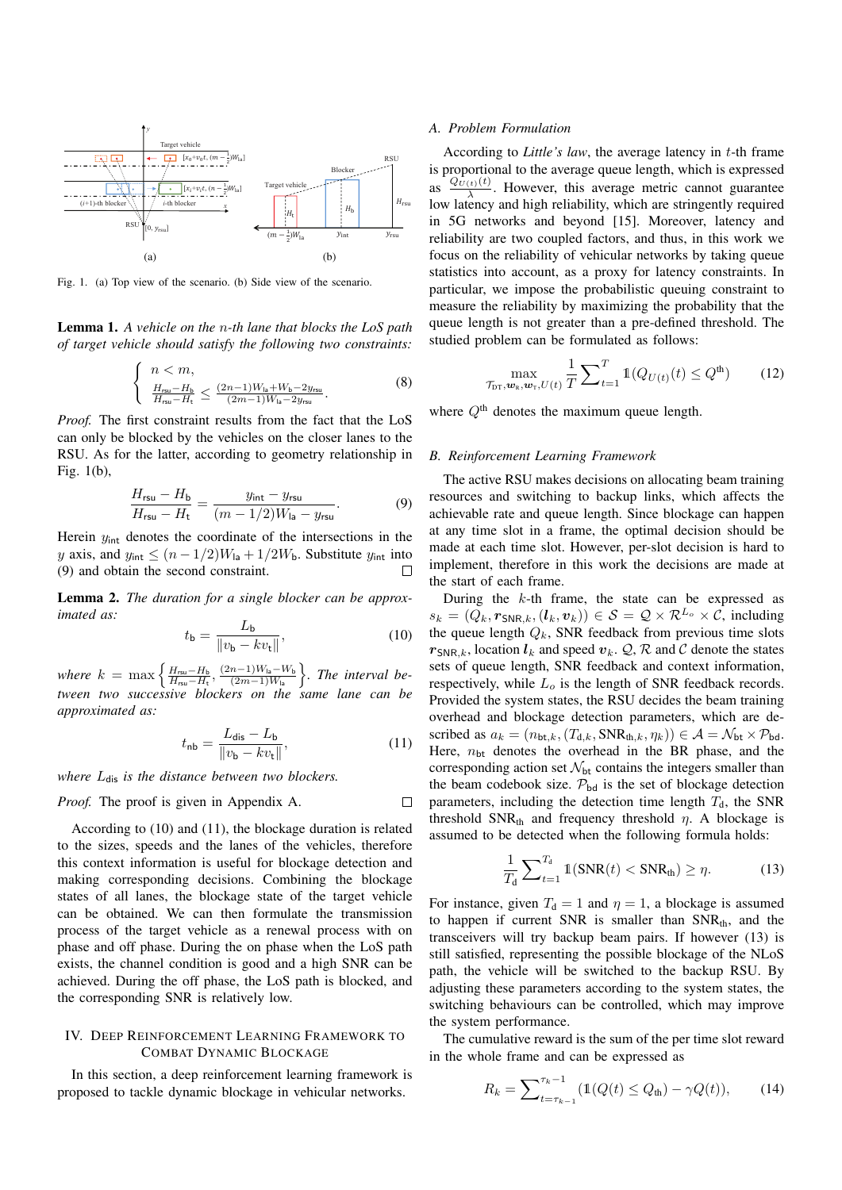Fig. 1. (a) Top view of the scenario. (b) Side view of the scenario.

**Lemma 1.** *A vehicle on the $n$-th lane that blocks the LoS path of target vehicle should satisfy the following two constraints:*

$$\begin{cases} n < m, \\ \frac{H_{\mathsf{rsu}}-H_{\mathsf{b}}}{H_{\mathsf{rsu}}-H_{\mathsf{t}}} \leq \frac{(2n-1)W_{\mathsf{la}}+W_{\mathsf{b}}-2y_{\mathsf{rsu}}}{(2m-1)W_{\mathsf{la}}-2y_{\mathsf{rsu}}}. \end{cases} \tag{8}$$

*Proof.* The first constraint results from the fact that the LoS can only be blocked by the vehicles on the closer lanes to the RSU. As for the latter, according to geometry relationship in Fig. 1(b),

$$\frac{H_{\mathsf{rsu}}-H_{\mathsf{b}}}{H_{\mathsf{rsu}}-H_{\mathsf{t}}} = \frac{y_{\mathsf{int}}-y_{\mathsf{rsu}}}{(m-1/2)W_{\mathsf{la}}-y_{\mathsf{rsu}}}. \tag{9}$$

Herein $y_{\mathsf{int}}$ denotes the coordinate of the intersections in the $y$ axis, and $y_{\mathsf{int}} \leq (n-1/2)W_{\mathsf{la}} + 1/2W_{\mathsf{b}}$. Substitute $y_{\mathsf{int}}$ into (9) and obtain the second constraint. □

**Lemma 2.** *The duration for a single blocker can be approximated as:*

$$t_{\mathsf{b}} = \frac{L_{\mathsf{b}}}{\|v_{\mathsf{b}} - kv_{\mathsf{t}}\|}, \tag{10}$$

*where $k = \max\left\{\frac{H_{\mathsf{rsu}}-H_{\mathsf{b}}}{H_{\mathsf{rsu}}-H_{\mathsf{t}}}, \frac{(2n-1)W_{\mathsf{la}}-W_{\mathsf{b}}}{(2m-1)W_{\mathsf{la}}}\right\}$. The interval between two successive blockers on the same lane can be approximated as:*

$$t_{\mathsf{nb}} = \frac{L_{\mathsf{dis}} - L_{\mathsf{b}}}{\|v_{\mathsf{b}} - kv_{\mathsf{t}}\|}, \tag{11}$$

*where $L_{\mathsf{dis}}$ is the distance between two blockers.*

*Proof.* The proof is given in Appendix A. □

According to (10) and (11), the blockage duration is related to the sizes, speeds and the lanes of the vehicles, therefore this context information is useful for blockage detection and making corresponding decisions. Combining the blockage states of all lanes, the blockage state of the target vehicle can be obtained. We can then formulate the transmission process of the target vehicle as a renewal process with on phase and off phase. During the on phase when the LoS path exists, the channel condition is good and a high SNR can be achieved. During the off phase, the LoS path is blocked, and the corresponding SNR is relatively low.

## IV. Deep Reinforcement Learning Framework to Combat Dynamic Blockage

In this section, a deep reinforcement learning framework is proposed to tackle dynamic blockage in vehicular networks.

### A. Problem Formulation

According to *Little's law*, the average latency in $t$-th frame is proportional to the average queue length, which is expressed as $\frac{Q_{U(t)}(t)}{\lambda}$. However, this average metric cannot guarantee low latency and high reliability, which are stringently required in 5G networks and beyond [15]. Moreover, latency and reliability are two coupled factors, and thus, in this work we focus on the reliability of vehicular networks by taking queue statistics into account, as a proxy for latency constraints. In particular, we impose the probabilistic queuing constraint to measure the reliability by maximizing the probability that the queue length is not greater than a pre-defined threshold. The studied problem can be formulated as follows:

$$\max_{\mathcal{T}_{\mathsf{DT}}, \boldsymbol{w}_{\mathsf{R}}, \boldsymbol{w}_{\mathsf{T}}, U(t)} \frac{1}{T}\sum\nolimits_{t=1}^{T} \mathbb{1}(Q_{U(t)}(t) \leq Q^{\mathsf{th}}) \tag{12}$$

where $Q^{\mathsf{th}}$ denotes the maximum queue length.

### B. Reinforcement Learning Framework

The active RSU makes decisions on allocating beam training resources and switching to backup links, which affects the achievable rate and queue length. Since blockage can happen at any time slot in a frame, the optimal decision should be made at each time slot. However, per-slot decision is hard to implement, therefore in this work the decisions are made at the start of each frame.

During the $k$-th frame, the state can be expressed as $s_k = (Q_k, \boldsymbol{r}_{\mathsf{SNR},k}, (\boldsymbol{l}_k, \boldsymbol{v}_k)) \in \mathcal{S} = \mathcal{Q} \times \mathcal{R}^{L_o} \times \mathcal{C}$, including the queue length $Q_k$, SNR feedback from previous time slots $\boldsymbol{r}_{\mathsf{SNR},k}$, location $\boldsymbol{l}_k$ and speed $\boldsymbol{v}_k$. $\mathcal{Q}$, $\mathcal{R}$ and $\mathcal{C}$ denote the states sets of queue length, SNR feedback and context information, respectively, while $L_o$ is the length of SNR feedback records. Provided the system states, the RSU decides the beam training overhead and blockage detection parameters, which are described as $a_k = (n_{\mathsf{bt},k}, (T_{\mathsf{d},k}, \mathrm{SNR}_{\mathsf{th},k}, \eta_k)) \in \mathcal{A} = \mathcal{N}_{\mathsf{bt}} \times \mathcal{P}_{\mathsf{bd}}$. Here, $n_{\mathsf{bt}}$ denotes the overhead in the BR phase, and the corresponding action set $\mathcal{N}_{\mathsf{bt}}$ contains the integers smaller than the beam codebook size. $\mathcal{P}_{\mathsf{bd}}$ is the set of blockage detection parameters, including the detection time length $T_{\mathsf{d}}$, the SNR threshold $\mathrm{SNR}_{\mathsf{th}}$ and frequency threshold $\eta$. A blockage is assumed to be detected when the following formula holds:

$$\frac{1}{T_{\mathsf{d}}}\sum\nolimits_{t=1}^{T_{\mathsf{d}}} \mathbb{1}(\mathrm{SNR}(t) < \mathrm{SNR}_{\mathsf{th}}) \geq \eta. \tag{13}$$

For instance, given $T_{\mathsf{d}} = 1$ and $\eta = 1$, a blockage is assumed to happen if current SNR is smaller than $\mathrm{SNR}_{\mathsf{th}}$, and the transceivers will try backup beam pairs. If however (13) is still satisfied, representing the possible blockage of the NLoS path, the vehicle will be switched to the backup RSU. By adjusting these parameters according to the system states, the switching behaviours can be controlled, which may improve the system performance.

The cumulative reward is the sum of the per time slot reward in the whole frame and can be expressed as

$$R_k = \sum\nolimits_{t=\tau_{k-1}}^{\tau_k - 1} (\mathbb{1}(Q(t) \leq Q_{\mathsf{th}}) - \gamma Q(t)), \tag{14}$$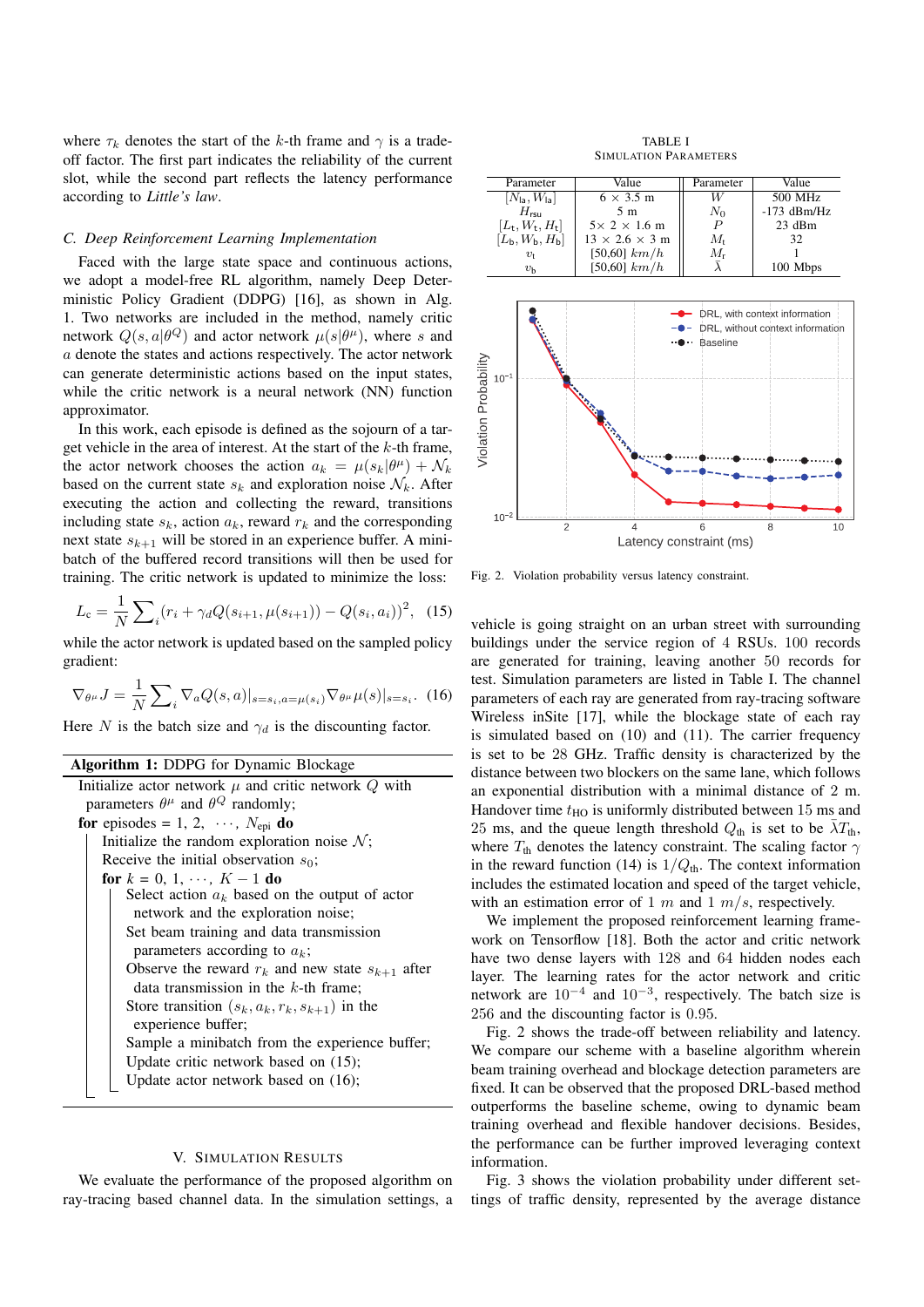where $\tau_k$ denotes the start of the $k$-th frame and $\gamma$ is a trade-off factor. The first part indicates the reliability of the current slot, while the second part reflects the latency performance according to *Little's law*.

### C. Deep Reinforcement Learning Implementation

Faced with the large state space and continuous actions, we adopt a model-free RL algorithm, namely Deep Deterministic Policy Gradient (DDPG) [16], as shown in Alg. 1. Two networks are included in the method, namely critic network $Q(s, a|\theta^Q)$ and actor network $\mu(s|\theta^\mu)$, where $s$ and $a$ denote the states and actions respectively. The actor network can generate deterministic actions based on the input states, while the critic network is a neural network (NN) function approximator.

In this work, each episode is defined as the sojourn of a target vehicle in the area of interest. At the start of the $k$-th frame, the actor network chooses the action $a_k = \mu(s_k|\theta^\mu) + \mathcal{N}_k$ based on the current state $s_k$ and exploration noise $\mathcal{N}_k$. After executing the action and collecting the reward, transitions including state $s_k$, action $a_k$, reward $r_k$ and the corresponding next state $s_{k+1}$ will be stored in an experience buffer. A mini-batch of the buffered record transitions will then be used for training. The critic network is updated to minimize the loss:

$$L_c = \frac{1}{N}\sum_i (r_i + \gamma_d Q(s_{i+1}, \mu(s_{i+1})) - Q(s_i, a_i))^2, \quad (15)$$

while the actor network is updated based on the sampled policy gradient:

$$\nabla_{\theta^\mu} J = \frac{1}{N}\sum_i \nabla_a Q(s,a)|_{s=s_i, a=\mu(s_i)} \nabla_{\theta^\mu}\mu(s)|_{s=s_i}. \quad (16)$$

Here $N$ is the batch size and $\gamma_d$ is the discounting factor.

**Algorithm 1:** DDPG for Dynamic Blockage

```
Initialize actor network μ and critic network Q with
  parameters θ^μ and θ^Q randomly;
for episodes = 1, 2, ···, N_epi do
    Initialize the random exploration noise N;
    Receive the initial observation s_0;
    for k = 0, 1, ···, K − 1 do
        Select action a_k based on the output of actor
          network and the exploration noise;
        Set beam training and data transmission
          parameters according to a_k;
        Observe the reward r_k and new state s_{k+1} after
          data transmission in the k-th frame;
        Store transition (s_k, a_k, r_k, s_{k+1}) in the
          experience buffer;
        Sample a minibatch from the experience buffer;
        Update critic network based on (15);
        Update actor network based on (16);
```

## V. Simulation Results

We evaluate the performance of the proposed algorithm on ray-tracing based channel data. In the simulation settings, a vehicle is going straight on an urban street with surrounding buildings under the service region of 4 RSUs. 100 records are generated for training, leaving another 50 records for test. Simulation parameters are listed in Table I. The channel parameters of each ray are generated from ray-tracing software Wireless inSite [17], while the blockage state of each ray is simulated based on (10) and (11). The carrier frequency is set to be 28 GHz. Traffic density is characterized by the distance between two blockers on the same lane, which follows an exponential distribution with a minimal distance of 2 m. Handover time $t_{\text{HO}}$ is uniformly distributed between 15 ms and 25 ms, and the queue length threshold $Q_{\text{th}}$ is set to be $\bar{\lambda} T_{\text{th}}$, where $T_{\text{th}}$ denotes the latency constraint. The scaling factor $\gamma$ in the reward function (14) is $1/Q_{\text{th}}$. The context information includes the estimated location and speed of the target vehicle, with an estimation error of 1 $m$ and 1 $m/s$, respectively.

TABLE I
Simulation Parameters

| Parameter | Value | Parameter | Value |
|---|---|---|---|
| $[N_{\text{la}}, W_{\text{la}}]$ | $6 \times 3.5$ m | $W$ | 500 MHz |
| $H_{\text{rsu}}$ | 5 m | $N_0$ | -173 dBm/Hz |
| $[L_{\text{t}}, W_{\text{t}}, H_{\text{t}}]$ | $5\times 2 \times 1.6$ m | $P$ | 23 dBm |
| $[L_{\text{b}}, W_{\text{b}}, H_{\text{b}}]$ | $13 \times 2.6 \times 3$ m | $M_{\text{t}}$ | 32 |
| $v_{\text{t}}$ | [50,60] $km/h$ | $M_{\text{r}}$ | 1 |
| $v_{\text{b}}$ | [50,60] $km/h$ | $\bar{\lambda}$ | 100 Mbps |

Fig. 2. Violation probability versus latency constraint.

We implement the proposed reinforcement learning framework on Tensorflow [18]. Both the actor and critic network have two dense layers with 128 and 64 hidden nodes each layer. The learning rates for the actor network and critic network are $10^{-4}$ and $10^{-3}$, respectively. The batch size is 256 and the discounting factor is 0.95.

Fig. 2 shows the trade-off between reliability and latency. We compare our scheme with a baseline algorithm wherein beam training overhead and blockage detection parameters are fixed. It can be observed that the proposed DRL-based method outperforms the baseline scheme, owing to dynamic beam training overhead and flexible handover decisions. Besides, the performance can be further improved leveraging context information.

Fig. 3 shows the violation probability under different settings of traffic density, represented by the average distance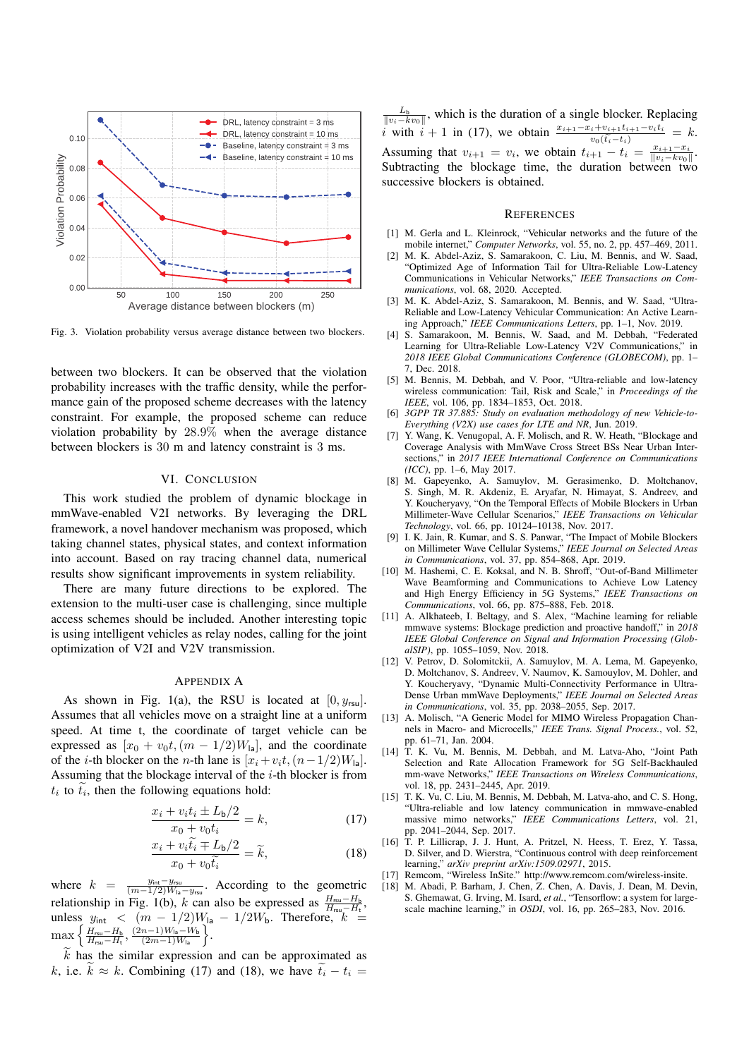DRL, latency constraint = 3 ms
DRL, latency constraint = 10 ms
Baseline, latency constraint = 3 ms
Baseline, latency constraint = 10 ms

Violation Probability

0.10
0.08
0.06
0.04
0.02
0.00

50
100
150
200
250

Average distance between blockers (m)

Fig. 3. Violation probability versus average distance between two blockers.

between two blockers. It can be observed that the violation probability increases with the traffic density, while the performance gain of the proposed scheme decreases with the latency constraint. For example, the proposed scheme can reduce violation probability by 28.9% when the average distance between blockers is 30 m and latency constraint is 3 ms.

## VI. Conclusion

This work studied the problem of dynamic blockage in mmWave-enabled V2I networks. By leveraging the DRL framework, a novel handover mechanism was proposed, which taking channel states, physical states, and context information into account. Based on ray tracing channel data, numerical results show significant improvements in system reliability.

There are many future directions to be explored. The extension to the multi-user case is challenging, since multiple access schemes should be included. Another interesting topic is using intelligent vehicles as relay nodes, calling for the joint optimization of V2I and V2V transmission.

## Appendix A

As shown in Fig. 1(a), the RSU is located at $[0, y_{\mathsf{rsu}}]$. Assumes that all vehicles move on a straight line at a uniform speed. At time t, the coordinate of target vehicle can be expressed as $[x_0 + v_0 t, (m - 1/2)W_{\mathsf{la}}]$, and the coordinate of the $i$-th blocker on the $n$-th lane is $[x_i + v_i t, (n-1/2)W_{\mathsf{la}}]$. Assuming that the blockage interval of the $i$-th blocker is from $t_i$ to $\widetilde{t}_i$, then the following equations hold:

$$\frac{x_i + v_i t_i \pm L_{\mathsf{b}}/2}{x_0 + v_0 t_i} = k, \tag{17}$$

$$\frac{x_i + v_i \widetilde{t}_i \mp L_{\mathsf{b}}/2}{x_0 + v_0 \widetilde{t}_i} = \widetilde{k}, \tag{18}$$

where $k = \frac{y_{\mathsf{int}} - y_{\mathsf{rsu}}}{(m-1/2)W_{\mathsf{la}} - y_{\mathsf{rsu}}}$. According to the geometric relationship in Fig. 1(b), $k$ can also be expressed as $\frac{H_{\mathsf{rsu}} - H_{\mathsf{b}}}{H_{\mathsf{rsu}} - H_t}$, unless $y_{\mathsf{int}} < (m - 1/2)W_{\mathsf{la}} - 1/2 W_{\mathsf{b}}$. Therefore, $k = \max\left\{\frac{H_{\mathsf{rsu}} - H_{\mathsf{b}}}{H_{\mathsf{rsu}} - H_t}, \frac{(2n-1)W_{\mathsf{la}} - W_{\mathsf{b}}}{(2m-1)W_{\mathsf{la}}}\right\}$.

$\widetilde{k}$ has the similar expression and can be approximated as $k$, i.e. $\widetilde{k} \approx k$. Combining (17) and (18), we have $\widetilde{t}_i - t_i = \frac{L_{\mathsf{b}}}{\|v_i - k v_0\|}$, which is the duration of a single blocker. Replacing $i$ with $i+1$ in (17), we obtain $\frac{x_{i+1} - x_i + v_{i+1} t_{i+1} - v_i t_i}{v_0 (t_i - t_i)} = k$. Assuming that $v_{i+1} = v_i$, we obtain $t_{i+1} - t_i = \frac{x_{i+1} - x_i}{\|v_i - k v_0\|}$. Subtracting the blockage time, the duration between two successive blockers is obtained.

## References

[1] M. Gerla and L. Kleinrock, "Vehicular networks and the future of the mobile internet," *Computer Networks*, vol. 55, no. 2, pp. 457–469, 2011.

[2] M. K. Abdel-Aziz, S. Samarakoon, C. Liu, M. Bennis, and W. Saad, "Optimized Age of Information Tail for Ultra-Reliable Low-Latency Communications in Vehicular Networks," *IEEE Transactions on Communications*, vol. 68, 2020. Accepted.

[3] M. K. Abdel-Aziz, S. Samarakoon, M. Bennis, and W. Saad, "Ultra-Reliable and Low-Latency Vehicular Communication: An Active Learning Approach," *IEEE Communications Letters*, pp. 1–1, Nov. 2019.

[4] S. Samarakoon, M. Bennis, W. Saad, and M. Debbah, "Federated Learning for Ultra-Reliable Low-Latency V2V Communications," in *2018 IEEE Global Communications Conference (GLOBECOM)*, pp. 1–7, Dec. 2018.

[5] M. Bennis, M. Debbah, and V. Poor, "Ultra-reliable and low-latency wireless communication: Tail, Risk and Scale," in *Proceedings of the IEEE*, vol. 106, pp. 1834–1853, Oct. 2018.

[6] *3GPP TR 37.885: Study on evaluation methodology of new Vehicle-to-Everything (V2X) use cases for LTE and NR*, Jun. 2019.

[7] Y. Wang, K. Venugopal, A. F. Molisch, and R. W. Heath, "Blockage and Coverage Analysis with MmWave Cross Street BSs Near Urban Intersections," in *2017 IEEE International Conference on Communications (ICC)*, pp. 1–6, May 2017.

[8] M. Gapeyenko, A. Samuylov, M. Gerasimenko, D. Moltchanov, S. Singh, M. R. Akdeniz, E. Aryafar, N. Himayat, S. Andreev, and Y. Koucheryavy, "On the Temporal Effects of Mobile Blockers in Urban Millimeter-Wave Cellular Scenarios," *IEEE Transactions on Vehicular Technology*, vol. 66, pp. 10124–10138, Nov. 2017.

[9] I. K. Jain, R. Kumar, and S. S. Panwar, "The Impact of Mobile Blockers on Millimeter Wave Cellular Systems," *IEEE Journal on Selected Areas in Communications*, vol. 37, pp. 854–868, Apr. 2019.

[10] M. Hashemi, C. E. Koksal, and N. B. Shroff, "Out-of-Band Millimeter Wave Beamforming and Communications to Achieve Low Latency and High Energy Efficiency in 5G Systems," *IEEE Transactions on Communications*, vol. 66, pp. 875–888, Feb. 2018.

[11] A. Alkhateeb, I. Beltagy, and S. Alex, "Machine learning for reliable mmwave systems: Blockage prediction and proactive handoff," in *2018 IEEE Global Conference on Signal and Information Processing (GlobalSIP)*, pp. 1055–1059, Nov. 2018.

[12] V. Petrov, D. Solomitckii, A. Samuylov, M. A. Lema, M. Gapeyenko, D. Moltchanov, S. Andreev, V. Naumov, K. Samouylov, M. Dohler, and Y. Koucheryavy, "Dynamic Multi-Connectivity Performance in Ultra-Dense Urban mmWave Deployments," *IEEE Journal on Selected Areas in Communications*, vol. 35, pp. 2038–2055, Sep. 2017.

[13] A. Molisch, "A Generic Model for MIMO Wireless Propagation Channels in Macro- and Microcells," *IEEE Trans. Signal Process.*, vol. 52, pp. 61–71, Jan. 2004.

[14] T. K. Vu, M. Bennis, M. Debbah, and M. Latva-Aho, "Joint Path Selection and Rate Allocation Framework for 5G Self-Backhauled mm-wave Networks," *IEEE Transactions on Wireless Communications*, vol. 18, pp. 2431–2445, Apr. 2019.

[15] T. K. Vu, C. Liu, M. Bennis, M. Debbah, M. Latva-aho, and C. S. Hong, "Ultra-reliable and low latency communication in mmwave-enabled massive mimo networks," *IEEE Communications Letters*, vol. 21, pp. 2041–2044, Sep. 2017.

[16] T. P. Lillicrap, J. J. Hunt, A. Pritzel, N. Heess, T. Erez, Y. Tassa, D. Silver, and D. Wierstra, "Continuous control with deep reinforcement learning," *arXiv preprint arXiv:1509.02971*, 2015.

[17] Remcom, "Wireless InSite." http://www.remcom.com/wireless-insite.

[18] M. Abadi, P. Barham, J. Chen, Z. Chen, A. Davis, J. Dean, M. Devin, S. Ghemawat, G. Irving, M. Isard, *et al.*, "Tensorflow: a system for large-scale machine learning," in *OSDI*, vol. 16, pp. 265–283, Nov. 2016.